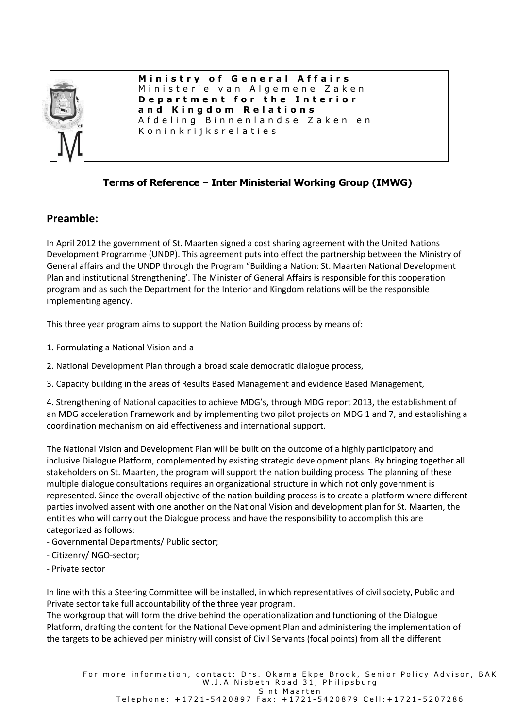**Ministry of General Affairs**
Ministerie van Algemene Zaken
**Department for the Interior and Kingdom Relations**
Afdeling Binnenlandse Zaken en Koninkrijksrelaties

## Terms of Reference – Inter Ministerial Working Group (IMWG)

## Preamble:

In April 2012 the government of St. Maarten signed a cost sharing agreement with the United Nations Development Programme (UNDP). This agreement puts into effect the partnership between the Ministry of General affairs and the UNDP through the Program "Building a Nation: St. Maarten National Development Plan and institutional Strengthening'. The Minister of General Affairs is responsible for this cooperation program and as such the Department for the Interior and Kingdom relations will be the responsible implementing agency.

This three year program aims to support the Nation Building process by means of:

1. Formulating a National Vision and a
2. National Development Plan through a broad scale democratic dialogue process,
3. Capacity building in the areas of Results Based Management and evidence Based Management,
4. Strengthening of National capacities to achieve MDG's, through MDG report 2013, the establishment of an MDG acceleration Framework and by implementing two pilot projects on MDG 1 and 7, and establishing a coordination mechanism on aid effectiveness and international support.

The National Vision and Development Plan will be built on the outcome of a highly participatory and inclusive Dialogue Platform, complemented by existing strategic development plans. By bringing together all stakeholders on St. Maarten, the program will support the nation building process. The planning of these multiple dialogue consultations requires an organizational structure in which not only government is represented. Since the overall objective of the nation building process is to create a platform where different parties involved assent with one another on the National Vision and development plan for St. Maarten, the entities who will carry out the Dialogue process and have the responsibility to accomplish this are categorized as follows:

- Governmental Departments/ Public sector;
- Citizenry/ NGO-sector;
- Private sector

In line with this a Steering Committee will be installed, in which representatives of civil society, Public and Private sector take full accountability of the three year program.
The workgroup that will form the drive behind the operationalization and functioning of the Dialogue Platform, drafting the content for the National Development Plan and administering the implementation of the targets to be achieved per ministry will consist of Civil Servants (focal points) from all the different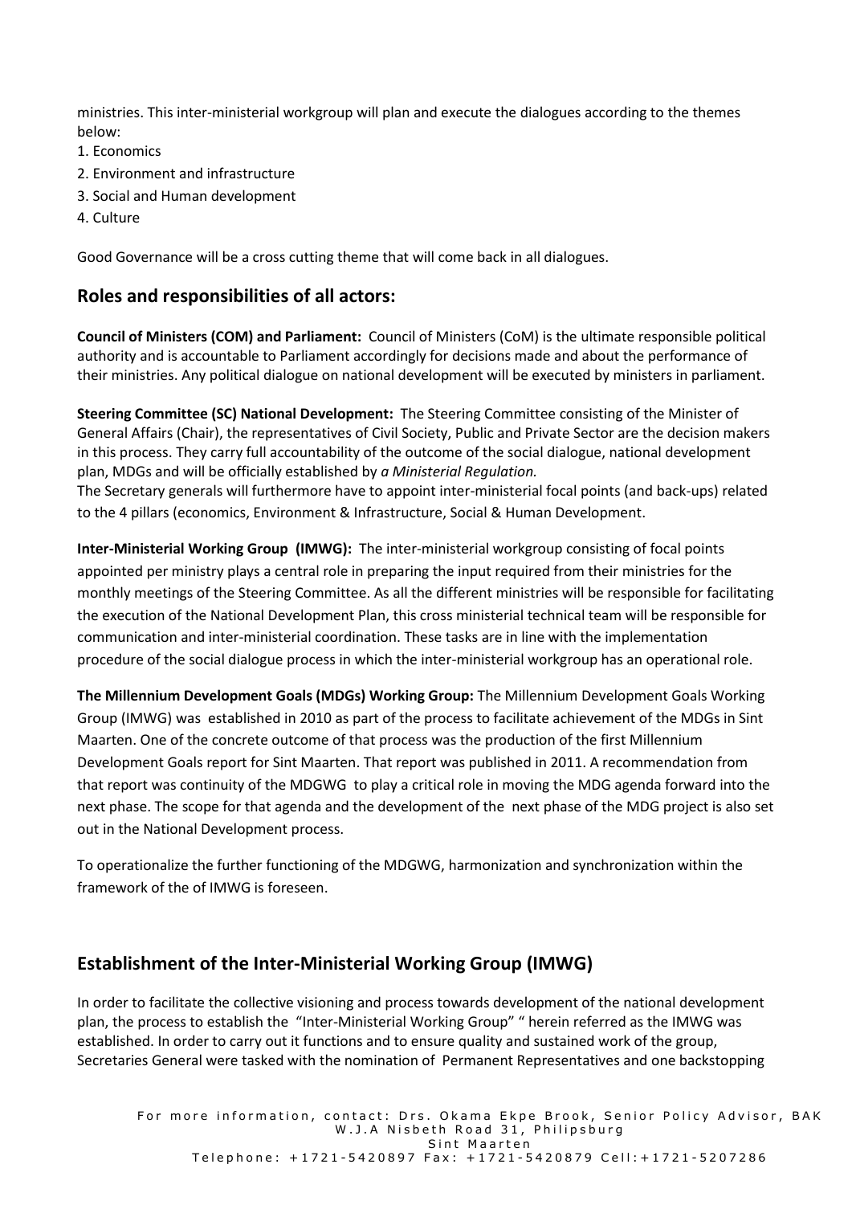ministries. This inter-ministerial workgroup will plan and execute the dialogues according to the themes below:

1. Economics
2. Environment and infrastructure
3. Social and Human development
4. Culture

Good Governance will be a cross cutting theme that will come back in all dialogues.

## Roles and responsibilities of all actors:

**Council of Ministers (COM) and Parliament:** Council of Ministers (CoM) is the ultimate responsible political authority and is accountable to Parliament accordingly for decisions made and about the performance of their ministries. Any political dialogue on national development will be executed by ministers in parliament.

**Steering Committee (SC) National Development:** The Steering Committee consisting of the Minister of General Affairs (Chair), the representatives of Civil Society, Public and Private Sector are the decision makers in this process. They carry full accountability of the outcome of the social dialogue, national development plan, MDGs and will be officially established by *a Ministerial Regulation.*
The Secretary generals will furthermore have to appoint inter-ministerial focal points (and back-ups) related to the 4 pillars (economics, Environment & Infrastructure, Social & Human Development.

**Inter-Ministerial Working Group (IMWG):** The inter-ministerial workgroup consisting of focal points appointed per ministry plays a central role in preparing the input required from their ministries for the monthly meetings of the Steering Committee. As all the different ministries will be responsible for facilitating the execution of the National Development Plan, this cross ministerial technical team will be responsible for communication and inter-ministerial coordination. These tasks are in line with the implementation procedure of the social dialogue process in which the inter-ministerial workgroup has an operational role.

**The Millennium Development Goals (MDGs) Working Group:** The Millennium Development Goals Working Group (IMWG) was established in 2010 as part of the process to facilitate achievement of the MDGs in Sint Maarten. One of the concrete outcome of that process was the production of the first Millennium Development Goals report for Sint Maarten. That report was published in 2011. A recommendation from that report was continuity of the MDGWG to play a critical role in moving the MDG agenda forward into the next phase. The scope for that agenda and the development of the next phase of the MDG project is also set out in the National Development process.

To operationalize the further functioning of the MDGWG, harmonization and synchronization within the framework of the of IMWG is foreseen.

## Establishment of the Inter-Ministerial Working Group (IMWG)

In order to facilitate the collective visioning and process towards development of the national development plan, the process to establish the "Inter-Ministerial Working Group" " herein referred as the IMWG was established. In order to carry out it functions and to ensure quality and sustained work of the group, Secretaries General were tasked with the nomination of Permanent Representatives and one backstopping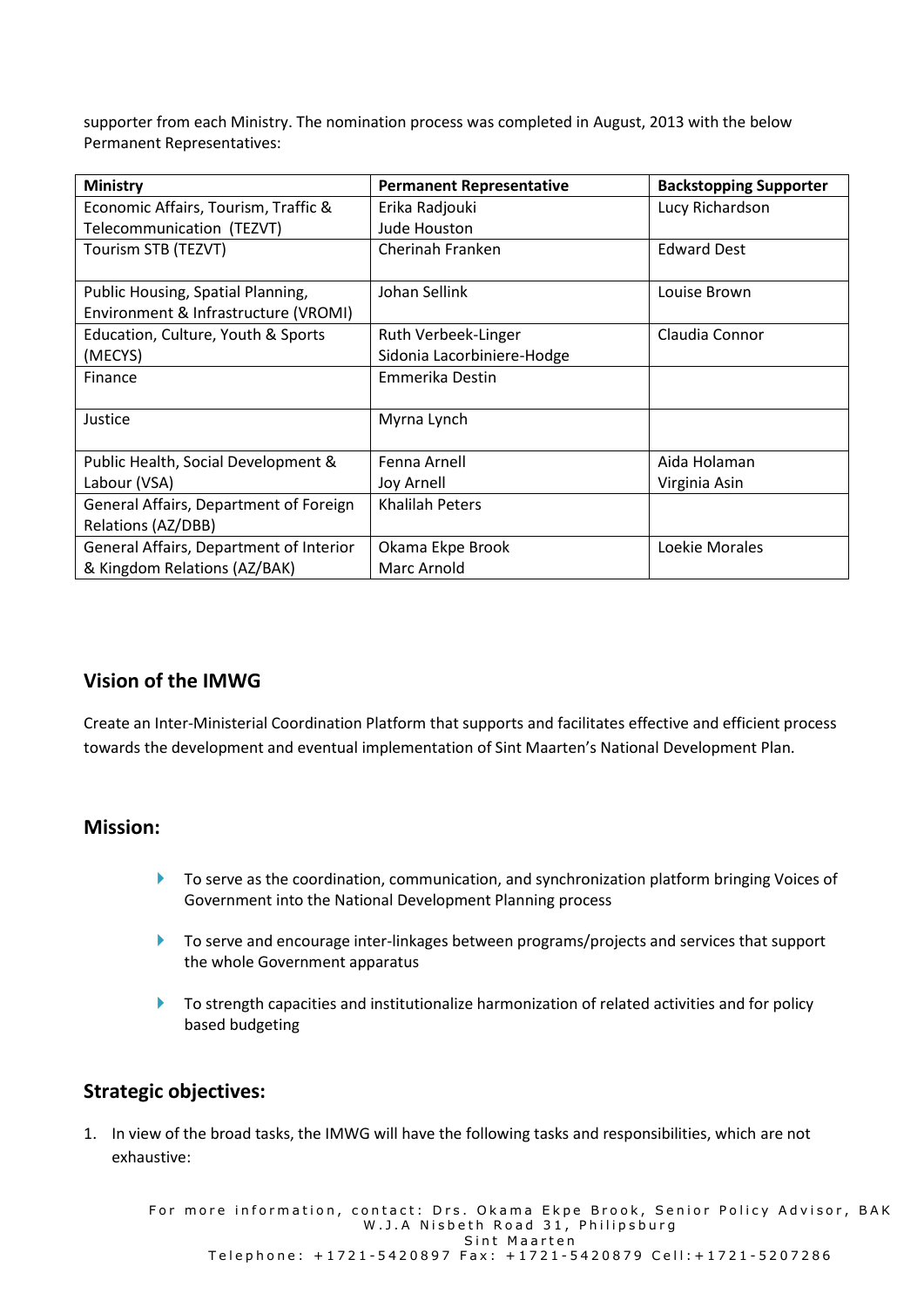supporter from each Ministry. The nomination process was completed in August, 2013 with the below Permanent Representatives:

| Ministry | Permanent Representative | Backstopping Supporter |
| --- | --- | --- |
| Economic Affairs, Tourism, Traffic & Telecommunication (TEZVT) | Erika Radjouki<br>Jude Houston | Lucy Richardson |
| Tourism STB (TEZVT) | Cherinah Franken | Edward Dest |
| Public Housing, Spatial Planning, Environment & Infrastructure (VROMI) | Johan Sellink | Louise Brown |
| Education, Culture, Youth & Sports (MECYS) | Ruth Verbeek-Linger<br>Sidonia Lacorbiniere-Hodge | Claudia Connor |
| Finance | Emmerika Destin | |
| Justice | Myrna Lynch | |
| Public Health, Social Development & Labour (VSA) | Fenna Arnell<br>Joy Arnell | Aida Holaman<br>Virginia Asin |
| General Affairs, Department of Foreign Relations (AZ/DBB) | Khalilah Peters | |
| General Affairs, Department of Interior & Kingdom Relations (AZ/BAK) | Okama Ekpe Brook<br>Marc Arnold | Loekie Morales |

## Vision of the IMWG

Create an Inter-Ministerial Coordination Platform that supports and facilitates effective and efficient process towards the development and eventual implementation of Sint Maarten's National Development Plan.

## Mission:

- To serve as the coordination, communication, and synchronization platform bringing Voices of Government into the National Development Planning process
- To serve and encourage inter-linkages between programs/projects and services that support the whole Government apparatus
- To strength capacities and institutionalize harmonization of related activities and for policy based budgeting

## Strategic objectives:

1. In view of the broad tasks, the IMWG will have the following tasks and responsibilities, which are not exhaustive:

For more information, contact: Drs. Okama Ekpe Brook, Senior Policy Advisor, BAK
W.J.A Nisbeth Road 31, Philipsburg
Sint Maarten
Telephone: +1721-5420897 Fax: +1721-5420879 Cell:+1721-5207286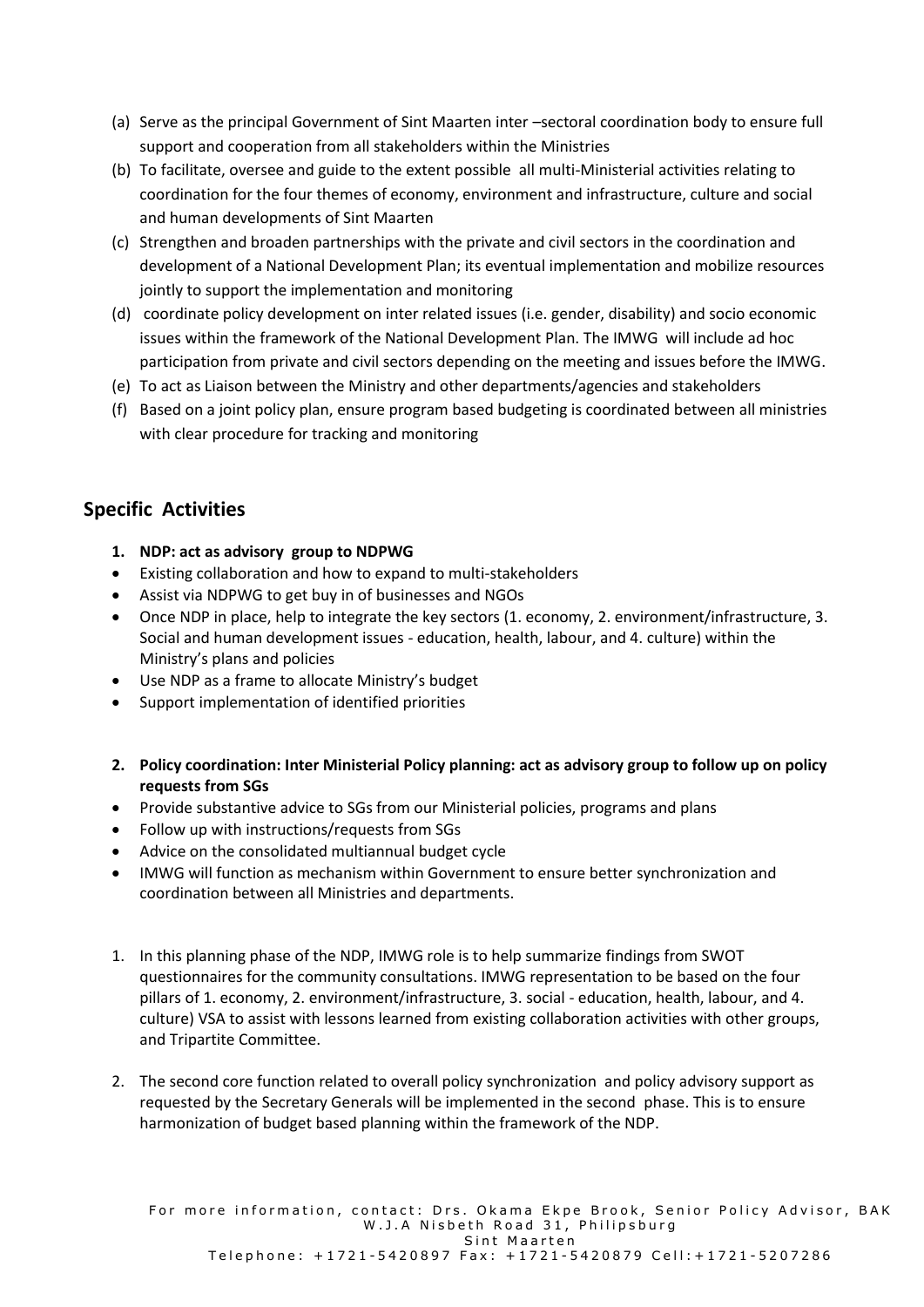(a) Serve as the principal Government of Sint Maarten inter –sectoral coordination body to ensure full support and cooperation from all stakeholders within the Ministries

(b) To facilitate, oversee and guide to the extent possible all multi-Ministerial activities relating to coordination for the four themes of economy, environment and infrastructure, culture and social and human developments of Sint Maarten

(c) Strengthen and broaden partnerships with the private and civil sectors in the coordination and development of a National Development Plan; its eventual implementation and mobilize resources jointly to support the implementation and monitoring

(d) coordinate policy development on inter related issues (i.e. gender, disability) and socio economic issues within the framework of the National Development Plan. The IMWG will include ad hoc participation from private and civil sectors depending on the meeting and issues before the IMWG.

(e) To act as Liaison between the Ministry and other departments/agencies and stakeholders

(f) Based on a joint policy plan, ensure program based budgeting is coordinated between all ministries with clear procedure for tracking and monitoring

## Specific Activities

**1. NDP: act as advisory group to NDPWG**

- Existing collaboration and how to expand to multi-stakeholders
- Assist via NDPWG to get buy in of businesses and NGOs
- Once NDP in place, help to integrate the key sectors (1. economy, 2. environment/infrastructure, 3. Social and human development issues - education, health, labour, and 4. culture) within the Ministry's plans and policies
- Use NDP as a frame to allocate Ministry's budget
- Support implementation of identified priorities

**2. Policy coordination: Inter Ministerial Policy planning: act as advisory group to follow up on policy requests from SGs**

- Provide substantive advice to SGs from our Ministerial policies, programs and plans
- Follow up with instructions/requests from SGs
- Advice on the consolidated multiannual budget cycle
- IMWG will function as mechanism within Government to ensure better synchronization and coordination between all Ministries and departments.

1. In this planning phase of the NDP, IMWG role is to help summarize findings from SWOT questionnaires for the community consultations. IMWG representation to be based on the four pillars of 1. economy, 2. environment/infrastructure, 3. social - education, health, labour, and 4. culture) VSA to assist with lessons learned from existing collaboration activities with other groups, and Tripartite Committee.

2. The second core function related to overall policy synchronization and policy advisory support as requested by the Secretary Generals will be implemented in the second phase. This is to ensure harmonization of budget based planning within the framework of the NDP.

For more information, contact: Drs. Okama Ekpe Brook, Senior Policy Advisor, BAK
W.J.A Nisbeth Road 31, Philipsburg
Sint Maarten
Telephone: +1721-5420897 Fax: +1721-5420879 Cell:+1721-5207286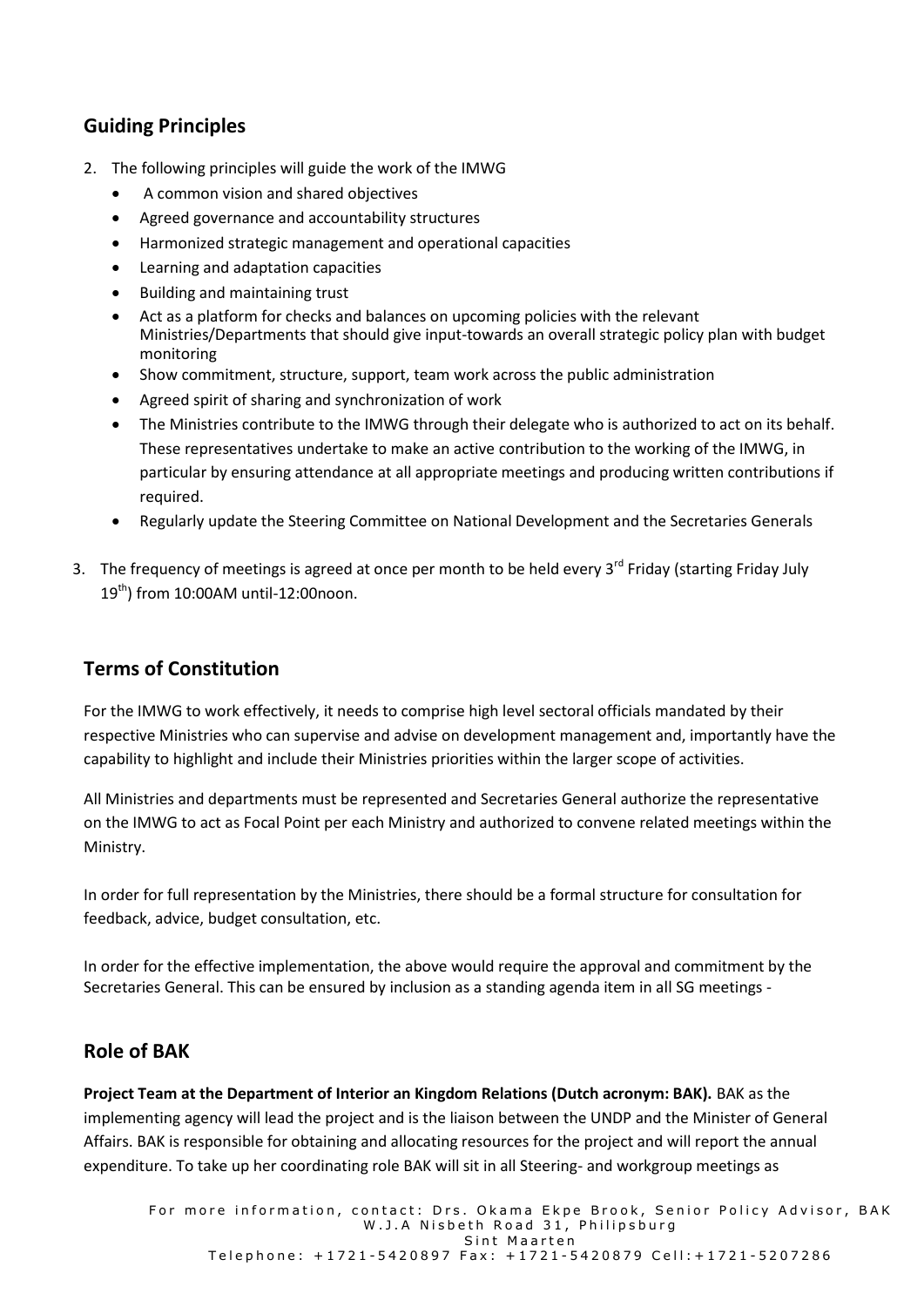## Guiding Principles

2. The following principles will guide the work of the IMWG
   - A common vision and shared objectives
   - Agreed governance and accountability structures
   - Harmonized strategic management and operational capacities
   - Learning and adaptation capacities
   - Building and maintaining trust
   - Act as a platform for checks and balances on upcoming policies with the relevant Ministries/Departments that should give input-towards an overall strategic policy plan with budget monitoring
   - Show commitment, structure, support, team work across the public administration
   - Agreed spirit of sharing and synchronization of work
   - The Ministries contribute to the IMWG through their delegate who is authorized to act on its behalf. These representatives undertake to make an active contribution to the working of the IMWG, in particular by ensuring attendance at all appropriate meetings and producing written contributions if required.
   - Regularly update the Steering Committee on National Development and the Secretaries Generals

3. The frequency of meetings is agreed at once per month to be held every 3rd Friday (starting Friday July 19th) from 10:00AM until-12:00noon.

## Terms of Constitution

For the IMWG to work effectively, it needs to comprise high level sectoral officials mandated by their respective Ministries who can supervise and advise on development management and, importantly have the capability to highlight and include their Ministries priorities within the larger scope of activities.

All Ministries and departments must be represented and Secretaries General authorize the representative on the IMWG to act as Focal Point per each Ministry and authorized to convene related meetings within the Ministry.

In order for full representation by the Ministries, there should be a formal structure for consultation for feedback, advice, budget consultation, etc.

In order for the effective implementation, the above would require the approval and commitment by the Secretaries General. This can be ensured by inclusion as a standing agenda item in all SG meetings -

## Role of BAK

**Project Team at the Department of Interior an Kingdom Relations (Dutch acronym: BAK).** BAK as the implementing agency will lead the project and is the liaison between the UNDP and the Minister of General Affairs. BAK is responsible for obtaining and allocating resources for the project and will report the annual expenditure. To take up her coordinating role BAK will sit in all Steering- and workgroup meetings as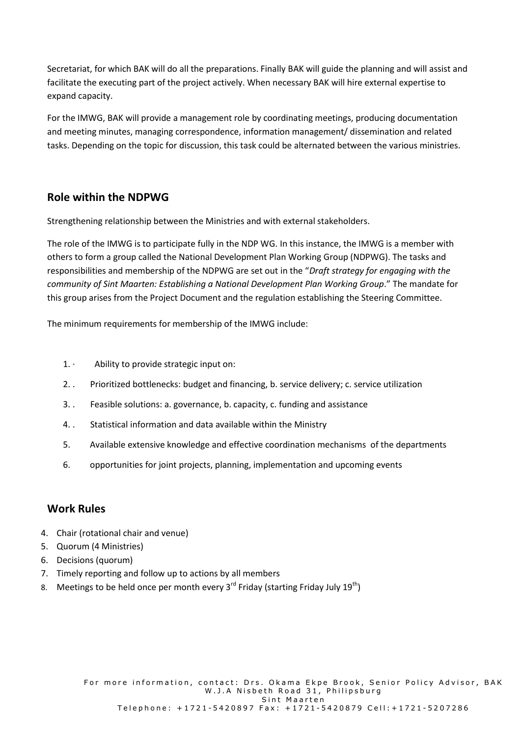Secretariat, for which BAK will do all the preparations. Finally BAK will guide the planning and will assist and facilitate the executing part of the project actively. When necessary BAK will hire external expertise to expand capacity.

For the IMWG, BAK will provide a management role by coordinating meetings, producing documentation and meeting minutes, managing correspondence, information management/ dissemination and related tasks. Depending on the topic for discussion, this task could be alternated between the various ministries.

## Role within the NDPWG

Strengthening relationship between the Ministries and with external stakeholders.

The role of the IMWG is to participate fully in the NDP WG. In this instance, the IMWG is a member with others to form a group called the National Development Plan Working Group (NDPWG). The tasks and responsibilities and membership of the NDPWG are set out in the "*Draft strategy for engaging with the community of Sint Maarten: Establishing a National Development Plan Working Group*." The mandate for this group arises from the Project Document and the regulation establishing the Steering Committee.

The minimum requirements for membership of the IMWG include:

1. · Ability to provide strategic input on:
2. . Prioritized bottlenecks: budget and financing, b. service delivery; c. service utilization
3. . Feasible solutions: a. governance, b. capacity, c. funding and assistance
4. . Statistical information and data available within the Ministry
5. Available extensive knowledge and effective coordination mechanisms of the departments
6. opportunities for joint projects, planning, implementation and upcoming events

## Work Rules

4. Chair (rotational chair and venue)
5. Quorum (4 Ministries)
6. Decisions (quorum)
7. Timely reporting and follow up to actions by all members
8. Meetings to be held once per month every 3rd Friday (starting Friday July 19th)

For more information, contact: Drs. Okama Ekpe Brook, Senior Policy Advisor, BAK
W.J.A Nisbeth Road 31, Philipsburg
Sint Maarten
Telephone: +1721-5420897 Fax: +1721-5420879 Cell:+1721-5207286